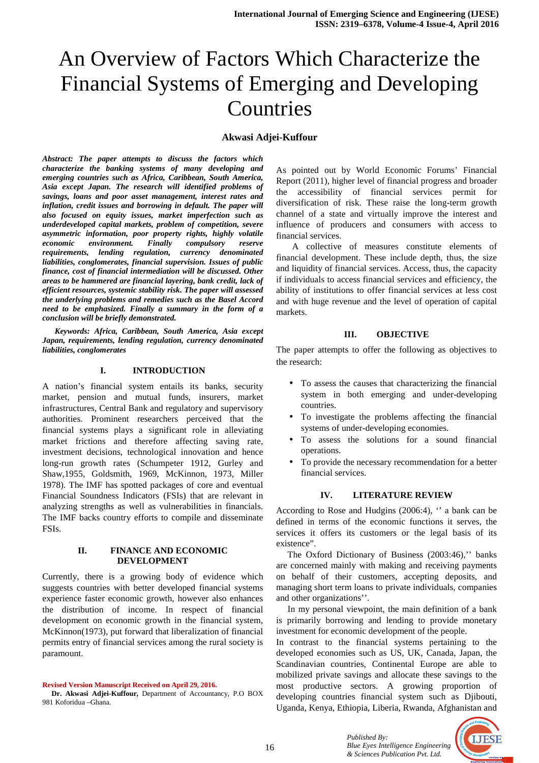# An Overview of Factors Which Characterize the Financial Systems of Emerging and Developing Countries

**Akwasi Adjei-Kuffour**

***Abstract: The paper attempts to discuss the factors which characterize the banking systems of many developing and emerging countries such as Africa, Caribbean, South America, Asia except Japan. The research will identified problems of savings, loans and poor asset management, interest rates and inflation, credit issues and borrowing in default. The paper will also focused on equity issues, market imperfection such as underdeveloped capital markets, problem of competition, severe asymmetric information, poor property rights, highly volatile economic environment. Finally compulsory reserve requirements, lending regulation, currency denominated liabilities, conglomerates, financial supervision. Issues of public finance, cost of financial intermediation will be discussed. Other areas to be hammered are financial layering, bank credit, lack of efficient resources, systemic stability risk. The paper will assessed the underlying problems and remedies such as the Basel Accord need to be emphasized. Finally a summary in the form of a conclusion will be briefly demonstrated.***

***Keywords: Africa, Caribbean, South America, Asia except Japan, requirements, lending regulation, currency denominated liabilities, conglomerates***

## I. INTRODUCTION

A nation's financial system entails its banks, security market, pension and mutual funds, insurers, market infrastructures, Central Bank and regulatory and supervisory authorities. Prominent researchers perceived that the financial systems plays a significant role in alleviating market frictions and therefore affecting saving rate, investment decisions, technological innovation and hence long-run growth rates (Schumpeter 1912, Gurley and Shaw,1955, Goldsmith, 1969, McKinnon, 1973, Miller 1978). The IMF has spotted packages of core and eventual Financial Soundness Indicators (FSIs) that are relevant in analyzing strengths as well as vulnerabilities in financials. The IMF backs country efforts to compile and disseminate FSIs.

## II. FINANCE AND ECONOMIC DEVELOPMENT

Currently, there is a growing body of evidence which suggests countries with better developed financial systems experience faster economic growth, however also enhances the distribution of income. In respect of financial development on economic growth in the financial system, McKinnon(1973), put forward that liberalization of financial permits entry of financial services among the rural society is paramount.

As pointed out by World Economic Forums' Financial Report (2011), higher level of financial progress and broader the accessibility of financial services permit for diversification of risk. These raise the long-term growth channel of a state and virtually improve the interest and influence of producers and consumers with access to financial services.

A collective of measures constitute elements of financial development. These include depth, thus, the size and liquidity of financial services. Access, thus, the capacity if individuals to access financial services and efficiency, the ability of institutions to offer financial services at less cost and with huge revenue and the level of operation of capital markets.

## III. OBJECTIVE

The paper attempts to offer the following as objectives to the research:

- To assess the causes that characterizing the financial system in both emerging and under-developing countries.
- To investigate the problems affecting the financial systems of under-developing economies.
- To assess the solutions for a sound financial operations.
- To provide the necessary recommendation for a better financial services.

## IV. LITERATURE REVIEW

According to Rose and Hudgins (2006:4), '' a bank can be defined in terms of the economic functions it serves, the services it offers its customers or the legal basis of its existence".

The Oxford Dictionary of Business (2003:46),'' banks are concerned mainly with making and receiving payments on behalf of their customers, accepting deposits, and managing short term loans to private individuals, companies and other organizations''.

In my personal viewpoint, the main definition of a bank is primarily borrowing and lending to provide monetary investment for economic development of the people.

In contrast to the financial systems pertaining to the developed economies such as US, UK, Canada, Japan, the Scandinavian countries, Continental Europe are able to mobilized private savings and allocate these savings to the most productive sectors. A growing proportion of developing countries financial system such as Djibouti, Uganda, Kenya, Ethiopia, Liberia, Rwanda, Afghanistan and

Revised Version Manuscript Received on April 29, 2016.

**Dr. Akwasi Adjei-Kuffour,** Department of Accountancy, P.O BOX 981 Koforidua –Ghana.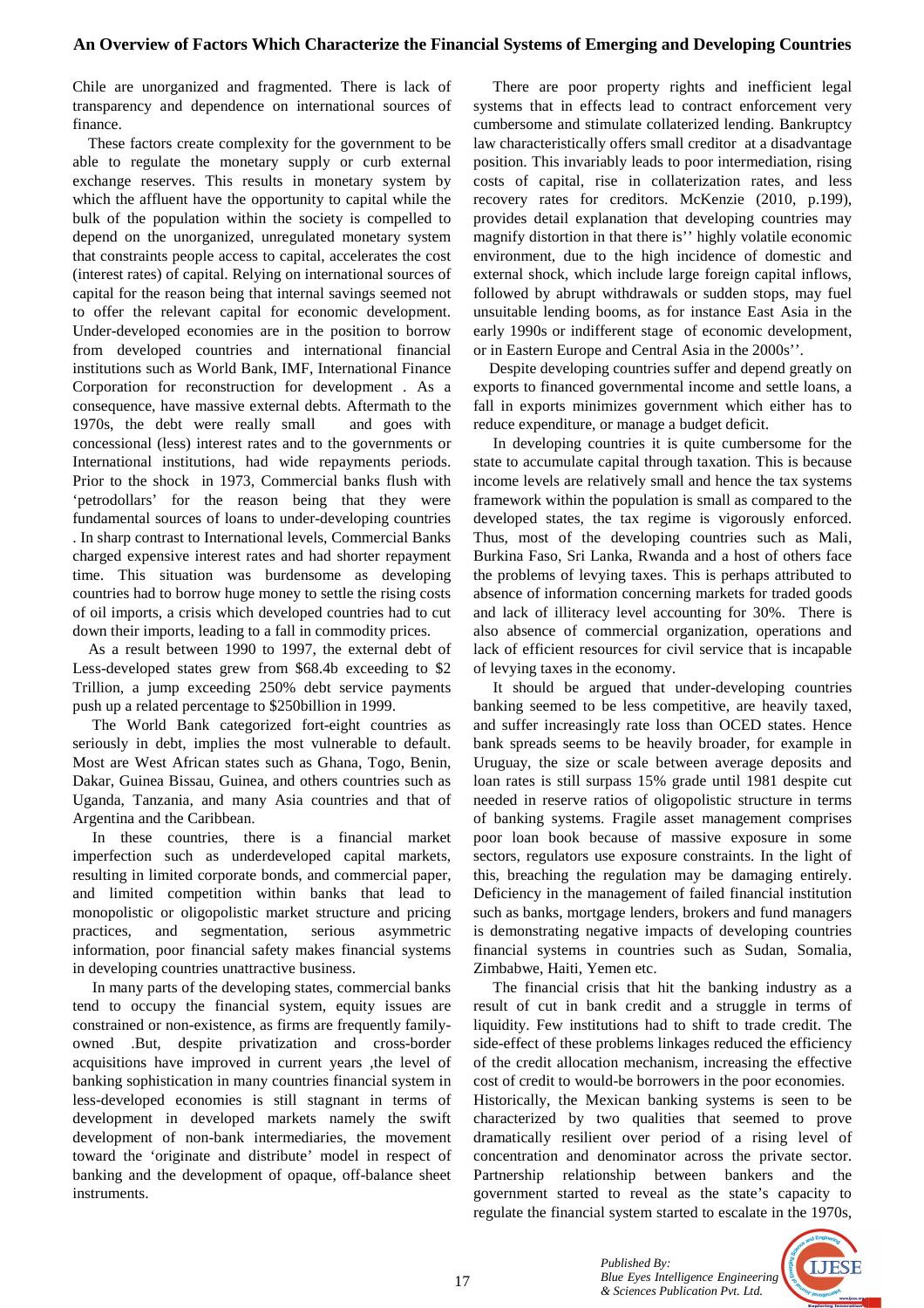Chile are unorganized and fragmented. There is lack of transparency and dependence on international sources of finance.

These factors create complexity for the government to be able to regulate the monetary supply or curb external exchange reserves. This results in monetary system by which the affluent have the opportunity to capital while the bulk of the population within the society is compelled to depend on the unorganized, unregulated monetary system that constraints people access to capital, accelerates the cost (interest rates) of capital. Relying on international sources of capital for the reason being that internal savings seemed not to offer the relevant capital for economic development. Under-developed economies are in the position to borrow from developed countries and international financial institutions such as World Bank, IMF, International Finance Corporation for reconstruction for development . As a consequence, have massive external debts. Aftermath to the 1970s, the debt were really small and goes with concessional (less) interest rates and to the governments or International institutions, had wide repayments periods. Prior to the shock in 1973, Commercial banks flush with 'petrodollars' for the reason being that they were fundamental sources of loans to under-developing countries . In sharp contrast to International levels, Commercial Banks charged expensive interest rates and had shorter repayment time. This situation was burdensome as developing countries had to borrow huge money to settle the rising costs of oil imports, a crisis which developed countries had to cut down their imports, leading to a fall in commodity prices.

As a result between 1990 to 1997, the external debt of Less-developed states grew from $68.4b exceeding to $2 Trillion, a jump exceeding 250% debt service payments push up a related percentage to $250billion in 1999.

The World Bank categorized fort-eight countries as seriously in debt, implies the most vulnerable to default. Most are West African states such as Ghana, Togo, Benin, Dakar, Guinea Bissau, Guinea, and others countries such as Uganda, Tanzania, and many Asia countries and that of Argentina and the Caribbean.

In these countries, there is a financial market imperfection such as underdeveloped capital markets, resulting in limited corporate bonds, and commercial paper, and limited competition within banks that lead to monopolistic or oligopolistic market structure and pricing practices, and segmentation, serious asymmetric information, poor financial safety makes financial systems in developing countries unattractive business.

In many parts of the developing states, commercial banks tend to occupy the financial system, equity issues are constrained or non-existence, as firms are frequently family-owned .But, despite privatization and cross-border acquisitions have improved in current years ,the level of banking sophistication in many countries financial system in less-developed economies is still stagnant in terms of development in developed markets namely the swift development of non-bank intermediaries, the movement toward the 'originate and distribute' model in respect of banking and the development of opaque, off-balance sheet instruments.

There are poor property rights and inefficient legal systems that in effects lead to contract enforcement very cumbersome and stimulate collaterized lending. Bankruptcy law characteristically offers small creditor at a disadvantage position. This invariably leads to poor intermediation, rising costs of capital, rise in collaterization rates, and less recovery rates for creditors. McKenzie (2010, p.199), provides detail explanation that developing countries may magnify distortion in that there is'' highly volatile economic environment, due to the high incidence of domestic and external shock, which include large foreign capital inflows, followed by abrupt withdrawals or sudden stops, may fuel unsuitable lending booms, as for instance East Asia in the early 1990s or indifferent stage of economic development, or in Eastern Europe and Central Asia in the 2000s''.

Despite developing countries suffer and depend greatly on exports to financed governmental income and settle loans, a fall in exports minimizes government which either has to reduce expenditure, or manage a budget deficit.

In developing countries it is quite cumbersome for the state to accumulate capital through taxation. This is because income levels are relatively small and hence the tax systems framework within the population is small as compared to the developed states, the tax regime is vigorously enforced. Thus, most of the developing countries such as Mali, Burkina Faso, Sri Lanka, Rwanda and a host of others face the problems of levying taxes. This is perhaps attributed to absence of information concerning markets for traded goods and lack of illiteracy level accounting for 30%. There is also absence of commercial organization, operations and lack of efficient resources for civil service that is incapable of levying taxes in the economy.

It should be argued that under-developing countries banking seemed to be less competitive, are heavily taxed, and suffer increasingly rate loss than OCED states. Hence bank spreads seems to be heavily broader, for example in Uruguay, the size or scale between average deposits and loan rates is still surpass 15% grade until 1981 despite cut needed in reserve ratios of oligopolistic structure in terms of banking systems. Fragile asset management comprises poor loan book because of massive exposure in some sectors, regulators use exposure constraints. In the light of this, breaching the regulation may be damaging entirely. Deficiency in the management of failed financial institution such as banks, mortgage lenders, brokers and fund managers is demonstrating negative impacts of developing countries financial systems in countries such as Sudan, Somalia, Zimbabwe, Haiti, Yemen etc.

The financial crisis that hit the banking industry as a result of cut in bank credit and a struggle in terms of liquidity. Few institutions had to shift to trade credit. The side-effect of these problems linkages reduced the efficiency of the credit allocation mechanism, increasing the effective cost of credit to would-be borrowers in the poor economies.
Historically, the Mexican banking systems is seen to be characterized by two qualities that seemed to prove dramatically resilient over period of a rising level of concentration and denominator across the private sector. Partnership relationship between bankers and the government started to reveal as the state's capacity to regulate the financial system started to escalate in the 1970s,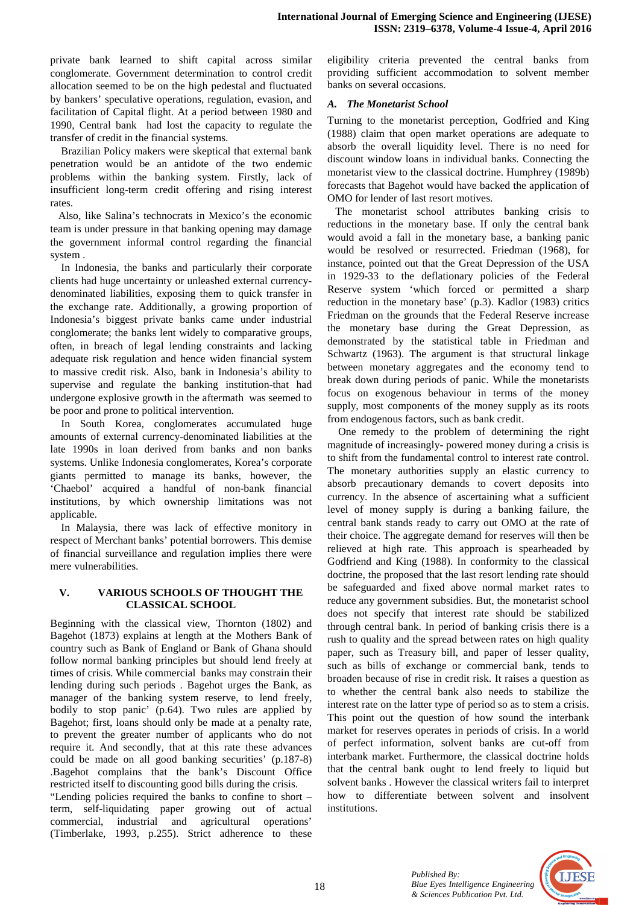private bank learned to shift capital across similar conglomerate. Government determination to control credit allocation seemed to be on the high pedestal and fluctuated by bankers' speculative operations, regulation, evasion, and facilitation of Capital flight. At a period between 1980 and 1990, Central bank had lost the capacity to regulate the transfer of credit in the financial systems.

Brazilian Policy makers were skeptical that external bank penetration would be an antidote of the two endemic problems within the banking system. Firstly, lack of insufficient long-term credit offering and rising interest rates.

Also, like Salina's technocrats in Mexico's the economic team is under pressure in that banking opening may damage the government informal control regarding the financial system .

In Indonesia, the banks and particularly their corporate clients had huge uncertainty or unleashed external currency-denominated liabilities, exposing them to quick transfer in the exchange rate. Additionally, a growing proportion of Indonesia's biggest private banks came under industrial conglomerate; the banks lent widely to comparative groups, often, in breach of legal lending constraints and lacking adequate risk regulation and hence widen financial system to massive credit risk. Also, bank in Indonesia's ability to supervise and regulate the banking institution-that had undergone explosive growth in the aftermath was seemed to be poor and prone to political intervention.

In South Korea, conglomerates accumulated huge amounts of external currency-denominated liabilities at the late 1990s in loan derived from banks and non banks systems. Unlike Indonesia conglomerates, Korea's corporate giants permitted to manage its banks, however, the 'Chaebol' acquired a handful of non-bank financial institutions, by which ownership limitations was not applicable.

In Malaysia, there was lack of effective monitory in respect of Merchant banks' potential borrowers. This demise of financial surveillance and regulation implies there were mere vulnerabilities.

## V. VARIOUS SCHOOLS OF THOUGHT THE CLASSICAL SCHOOL

Beginning with the classical view, Thornton (1802) and Bagehot (1873) explains at length at the Mothers Bank of country such as Bank of England or Bank of Ghana should follow normal banking principles but should lend freely at times of crisis. While commercial banks may constrain their lending during such periods . Bagehot urges the Bank, as manager of the banking system reserve, to lend freely, bodily to stop panic' (p.64). Two rules are applied by Bagehot; first, loans should only be made at a penalty rate, to prevent the greater number of applicants who do not require it. And secondly, that at this rate these advances could be made on all good banking securities' (p.187-8) .Bagehot complains that the bank's Discount Office restricted itself to discounting good bills during the crisis.

"Lending policies required the banks to confine to short – term, self-liquidating paper growing out of actual commercial, industrial and agricultural operations' (Timberlake, 1993, p.255). Strict adherence to these eligibility criteria prevented the central banks from providing sufficient accommodation to solvent member banks on several occasions.

### *A. The Monetarist School*

Turning to the monetarist perception, Godfried and King (1988) claim that open market operations are adequate to absorb the overall liquidity level. There is no need for discount window loans in individual banks. Connecting the monetarist view to the classical doctrine. Humphrey (1989b) forecasts that Bagehot would have backed the application of OMO for lender of last resort motives.

The monetarist school attributes banking crisis to reductions in the monetary base. If only the central bank would avoid a fall in the monetary base, a banking panic would be resolved or resurrected. Friedman (1968), for instance, pointed out that the Great Depression of the USA in 1929-33 to the deflationary policies of the Federal Reserve system 'which forced or permitted a sharp reduction in the monetary base' (p.3). Kadlor (1983) critics Friedman on the grounds that the Federal Reserve increase the monetary base during the Great Depression, as demonstrated by the statistical table in Friedman and Schwartz (1963). The argument is that structural linkage between monetary aggregates and the economy tend to break down during periods of panic. While the monetarists focus on exogenous behaviour in terms of the money supply, most components of the money supply as its roots from endogenous factors, such as bank credit.

One remedy to the problem of determining the right magnitude of increasingly- powered money during a crisis is to shift from the fundamental control to interest rate control. The monetary authorities supply an elastic currency to absorb precautionary demands to covert deposits into currency. In the absence of ascertaining what a sufficient level of money supply is during a banking failure, the central bank stands ready to carry out OMO at the rate of their choice. The aggregate demand for reserves will then be relieved at high rate. This approach is spearheaded by Godfriend and King (1988). In conformity to the classical doctrine, the proposed that the last resort lending rate should be safeguarded and fixed above normal market rates to reduce any government subsidies. But, the monetarist school does not specify that interest rate should be stabilized through central bank. In period of banking crisis there is a rush to quality and the spread between rates on high quality paper, such as Treasury bill, and paper of lesser quality, such as bills of exchange or commercial bank, tends to broaden because of rise in credit risk. It raises a question as to whether the central bank also needs to stabilize the interest rate on the latter type of period so as to stem a crisis. This point out the question of how sound the interbank market for reserves operates in periods of crisis. In a world of perfect information, solvent banks are cut-off from interbank market. Furthermore, the classical doctrine holds that the central bank ought to lend freely to liquid but solvent banks . However the classical writers fail to interpret how to differentiate between solvent and insolvent institutions.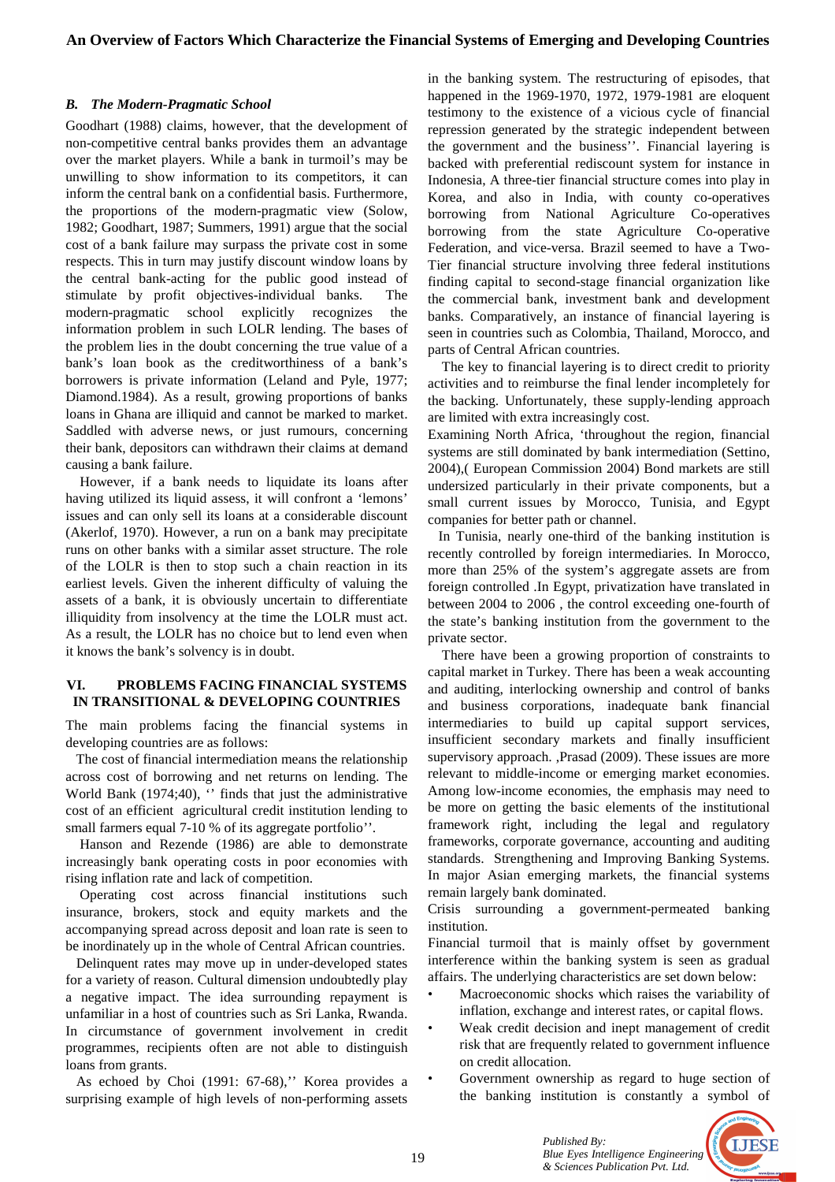### *B. The Modern-Pragmatic School*

Goodhart (1988) claims, however, that the development of non-competitive central banks provides them an advantage over the market players. While a bank in turmoil's may be unwilling to show information to its competitors, it can inform the central bank on a confidential basis. Furthermore, the proportions of the modern-pragmatic view (Solow, 1982; Goodhart, 1987; Summers, 1991) argue that the social cost of a bank failure may surpass the private cost in some respects. This in turn may justify discount window loans by the central bank-acting for the public good instead of stimulate by profit objectives-individual banks. The modern-pragmatic school explicitly recognizes the information problem in such LOLR lending. The bases of the problem lies in the doubt concerning the true value of a bank's loan book as the creditworthiness of a bank's borrowers is private information (Leland and Pyle, 1977; Diamond.1984). As a result, growing proportions of banks loans in Ghana are illiquid and cannot be marked to market. Saddled with adverse news, or just rumours, concerning their bank, depositors can withdrawn their claims at demand causing a bank failure.

However, if a bank needs to liquidate its loans after having utilized its liquid assess, it will confront a 'lemons' issues and can only sell its loans at a considerable discount (Akerlof, 1970). However, a run on a bank may precipitate runs on other banks with a similar asset structure. The role of the LOLR is then to stop such a chain reaction in its earliest levels. Given the inherent difficulty of valuing the assets of a bank, it is obviously uncertain to differentiate illiquidity from insolvency at the time the LOLR must act. As a result, the LOLR has no choice but to lend even when it knows the bank's solvency is in doubt.

## VI. PROBLEMS FACING FINANCIAL SYSTEMS IN TRANSITIONAL & DEVELOPING COUNTRIES

The main problems facing the financial systems in developing countries are as follows:

The cost of financial intermediation means the relationship across cost of borrowing and net returns on lending. The World Bank (1974;40), '' finds that just the administrative cost of an efficient agricultural credit institution lending to small farmers equal 7-10 % of its aggregate portfolio''.

Hanson and Rezende (1986) are able to demonstrate increasingly bank operating costs in poor economies with rising inflation rate and lack of competition.

Operating cost across financial institutions such insurance, brokers, stock and equity markets and the accompanying spread across deposit and loan rate is seen to be inordinately up in the whole of Central African countries.

Delinquent rates may move up in under-developed states for a variety of reason. Cultural dimension undoubtedly play a negative impact. The idea surrounding repayment is unfamiliar in a host of countries such as Sri Lanka, Rwanda. In circumstance of government involvement in credit programmes, recipients often are not able to distinguish loans from grants.

As echoed by Choi (1991: 67-68),'' Korea provides a surprising example of high levels of non-performing assets in the banking system. The restructuring of episodes, that happened in the 1969-1970, 1972, 1979-1981 are eloquent testimony to the existence of a vicious cycle of financial repression generated by the strategic independent between the government and the business''. Financial layering is backed with preferential rediscount system for instance in Indonesia, A three-tier financial structure comes into play in Korea, and also in India, with county co-operatives borrowing from National Agriculture Co-operatives borrowing from the state Agriculture Co-operative Federation, and vice-versa. Brazil seemed to have a Two-Tier financial structure involving three federal institutions finding capital to second-stage financial organization like the commercial bank, investment bank and development banks. Comparatively, an instance of financial layering is seen in countries such as Colombia, Thailand, Morocco, and parts of Central African countries.

The key to financial layering is to direct credit to priority activities and to reimburse the final lender incompletely for the backing. Unfortunately, these supply-lending approach are limited with extra increasingly cost.

Examining North Africa, 'throughout the region, financial systems are still dominated by bank intermediation (Settino, 2004),( European Commission 2004) Bond markets are still undersized particularly in their private components, but a small current issues by Morocco, Tunisia, and Egypt companies for better path or channel.

In Tunisia, nearly one-third of the banking institution is recently controlled by foreign intermediaries. In Morocco, more than 25% of the system's aggregate assets are from foreign controlled .In Egypt, privatization have translated in between 2004 to 2006 , the control exceeding one-fourth of the state's banking institution from the government to the private sector.

There have been a growing proportion of constraints to capital market in Turkey. There has been a weak accounting and auditing, interlocking ownership and control of banks and business corporations, inadequate bank financial intermediaries to build up capital support services, insufficient secondary markets and finally insufficient supervisory approach. ,Prasad (2009). These issues are more relevant to middle-income or emerging market economies. Among low-income economies, the emphasis may need to be more on getting the basic elements of the institutional framework right, including the legal and regulatory frameworks, corporate governance, accounting and auditing standards. Strengthening and Improving Banking Systems. In major Asian emerging markets, the financial systems remain largely bank dominated.

Crisis surrounding a government-permeated banking institution.

Financial turmoil that is mainly offset by government interference within the banking system is seen as gradual affairs. The underlying characteristics are set down below:

- Macroeconomic shocks which raises the variability of inflation, exchange and interest rates, or capital flows.
- Weak credit decision and inept management of credit risk that are frequently related to government influence on credit allocation.
- Government ownership as regard to huge section of the banking institution is constantly a symbol of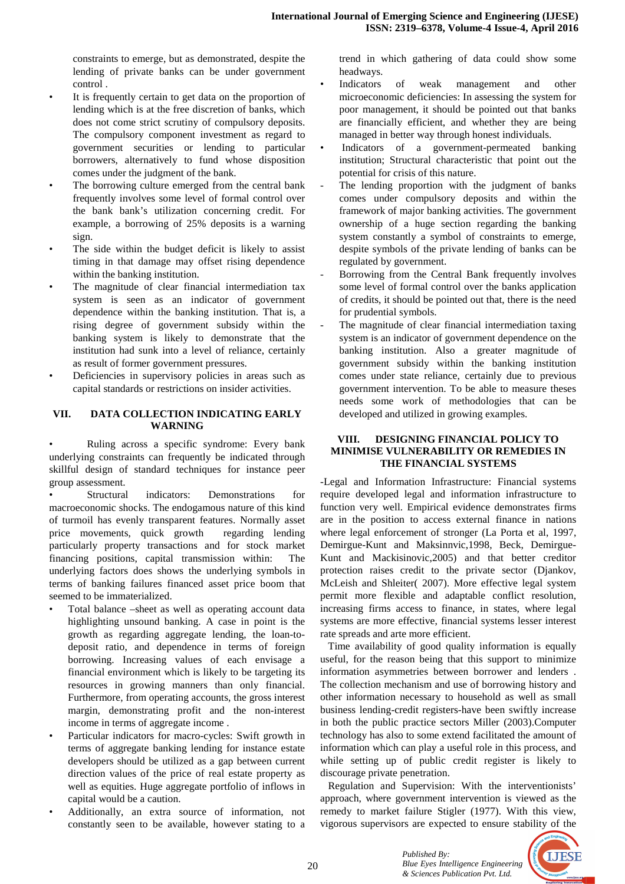constraints to emerge, but as demonstrated, despite the lending of private banks can be under government control .

- It is frequently certain to get data on the proportion of lending which is at the free discretion of banks, which does not come strict scrutiny of compulsory deposits. The compulsory component investment as regard to government securities or lending to particular borrowers, alternatively to fund whose disposition comes under the judgment of the bank.
- The borrowing culture emerged from the central bank frequently involves some level of formal control over the bank bank's utilization concerning credit. For example, a borrowing of 25% deposits is a warning sign.
- The side within the budget deficit is likely to assist timing in that damage may offset rising dependence within the banking institution.
- The magnitude of clear financial intermediation tax system is seen as an indicator of government dependence within the banking institution. That is, a rising degree of government subsidy within the banking system is likely to demonstrate that the institution had sunk into a level of reliance, certainly as result of former government pressures.
- Deficiencies in supervisory policies in areas such as capital standards or restrictions on insider activities.

## VII. DATA COLLECTION INDICATING EARLY WARNING

• Ruling across a specific syndrome: Every bank underlying constraints can frequently be indicated through skillful design of standard techniques for instance peer group assessment.

• Structural indicators: Demonstrations for macroeconomic shocks. The endogamous nature of this kind of turmoil has evenly transparent features. Normally asset price movements, quick growth regarding lending particularly property transactions and for stock market financing positions, capital transmission within: The underlying factors does shows the underlying symbols in terms of banking failures financed asset price boom that seemed to be immaterialized.

- Total balance –sheet as well as operating account data highlighting unsound banking. A case in point is the growth as regarding aggregate lending, the loan-to-deposit ratio, and dependence in terms of foreign borrowing. Increasing values of each envisage a financial environment which is likely to be targeting its resources in growing manners than only financial. Furthermore, from operating accounts, the gross interest margin, demonstrating profit and the non-interest income in terms of aggregate income .
- Particular indicators for macro-cycles: Swift growth in terms of aggregate banking lending for instance estate developers should be utilized as a gap between current direction values of the price of real estate property as well as equities. Huge aggregate portfolio of inflows in capital would be a caution.
- Additionally, an extra source of information, not constantly seen to be available, however stating to a trend in which gathering of data could show some headways.
- Indicators of weak management and other microeconomic deficiencies: In assessing the system for poor management, it should be pointed out that banks are financially efficient, and whether they are being managed in better way through honest individuals.
- Indicators of a government-permeated banking institution; Structural characteristic that point out the potential for crisis of this nature.

- The lending proportion with the judgment of banks comes under compulsory deposits and within the framework of major banking activities. The government ownership of a huge section regarding the banking system constantly a symbol of constraints to emerge, despite symbols of the private lending of banks can be regulated by government.
- Borrowing from the Central Bank frequently involves some level of formal control over the banks application of credits, it should be pointed out that, there is the need for prudential symbols.
- The magnitude of clear financial intermediation taxing system is an indicator of government dependence on the banking institution. Also a greater magnitude of government subsidy within the banking institution comes under state reliance, certainly due to previous government intervention. To be able to measure theses needs some work of methodologies that can be developed and utilized in growing examples.

## VIII. DESIGNING FINANCIAL POLICY TO MINIMISE VULNERABILITY OR REMEDIES IN THE FINANCIAL SYSTEMS

-Legal and Information Infrastructure: Financial systems require developed legal and information infrastructure to function very well. Empirical evidence demonstrates firms are in the position to access external finance in nations where legal enforcement of stronger (La Porta et al, 1997, Demirgue-Kunt and Maksinnvic,1998, Beck, Demirgue-Kunt and Mackisinovic,2005) and that better creditor protection raises credit to the private sector (Djankov, McLeish and Shleiter( 2007). More effective legal system permit more flexible and adaptable conflict resolution, increasing firms access to finance, in states, where legal systems are more effective, financial systems lesser interest rate spreads and arte more efficient.

Time availability of good quality information is equally useful, for the reason being that this support to minimize information asymmetries between borrower and lenders . The collection mechanism and use of borrowing history and other information necessary to household as well as small business lending-credit registers-have been swiftly increase in both the public practice sectors Miller (2003).Computer technology has also to some extend facilitated the amount of information which can play a useful role in this process, and while setting up of public credit register is likely to discourage private penetration.

Regulation and Supervision: With the interventionists' approach, where government intervention is viewed as the remedy to market failure Stigler (1977). With this view, vigorous supervisors are expected to ensure stability of the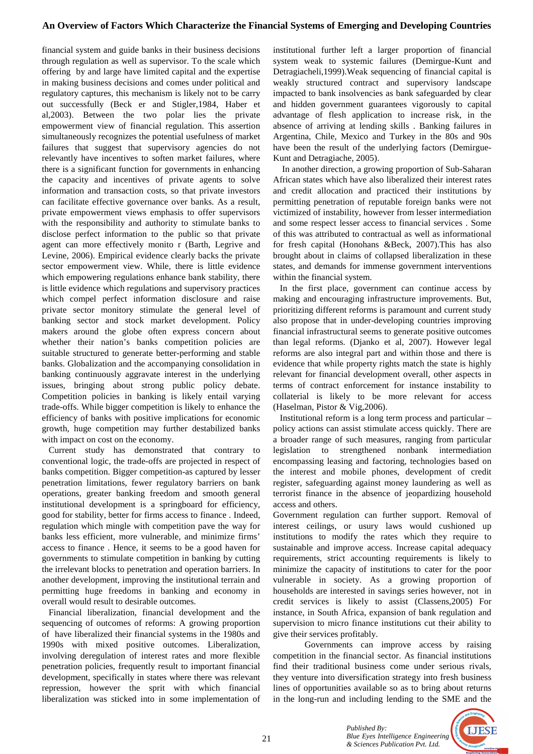financial system and guide banks in their business decisions through regulation as well as supervisor. To the scale which offering by and large have limited capital and the expertise in making business decisions and comes under political and regulatory captures, this mechanism is likely not to be carry out successfully (Beck er and Stigler,1984, Haber et al,2003). Between the two polar lies the private empowerment view of financial regulation. This assertion simultaneously recognizes the potential usefulness of market failures that suggest that supervisory agencies do not relevantly have incentives to soften market failures, where there is a significant function for governments in enhancing the capacity and incentives of private agents to solve information and transaction costs, so that private investors can facilitate effective governance over banks. As a result, private empowerment views emphasis to offer supervisors with the responsibility and authority to stimulate banks to disclose perfect information to the public so that private agent can more effectively monito r (Barth, Legrive and Levine, 2006). Empirical evidence clearly backs the private sector empowerment view. While, there is little evidence which empowering regulations enhance bank stability, there is little evidence which regulations and supervisory practices which compel perfect information disclosure and raise private sector monitory stimulate the general level of banking sector and stock market development. Policy makers around the globe often express concern about whether their nation's banks competition policies are suitable structured to generate better-performing and stable banks. Globalization and the accompanying consolidation in banking continuously aggravate interest in the underlying issues, bringing about strong public policy debate. Competition policies in banking is likely entail varying trade-offs. While bigger competition is likely to enhance the efficiency of banks with positive implications for economic growth, huge competition may further destabilized banks with impact on cost on the economy.

Current study has demonstrated that contrary to conventional logic, the trade-offs are projected in respect of banks competition. Bigger competition-as captured by lesser penetration limitations, fewer regulatory barriers on bank operations, greater banking freedom and smooth general institutional development is a springboard for efficiency, good for stability, better for firms access to finance . Indeed, regulation which mingle with competition pave the way for banks less efficient, more vulnerable, and minimize firms' access to finance . Hence, it seems to be a good haven for governments to stimulate competition in banking by cutting the irrelevant blocks to penetration and operation barriers. In another development, improving the institutional terrain and permitting huge freedoms in banking and economy in overall would result to desirable outcomes.

Financial liberalization, financial development and the sequencing of outcomes of reforms: A growing proportion of have liberalized their financial systems in the 1980s and 1990s with mixed positive outcomes. Liberalization, involving deregulation of interest rates and more flexible penetration policies, frequently result to important financial development, specifically in states where there was relevant repression, however the sprit with which financial liberalization was sticked into in some implementation of institutional further left a larger proportion of financial system weak to systemic failures (Demirgue-Kunt and Detragiacheli,1999).Weak sequencing of financial capital is weakly structured contract and supervisory landscape impacted to bank insolvencies as bank safeguarded by clear and hidden government guarantees vigorously to capital advantage of flesh application to increase risk, in the absence of arriving at lending skills . Banking failures in Argentina, Chile, Mexico and Turkey in the 80s and 90s have been the result of the underlying factors (Demirgue-Kunt and Detragiache, 2005).

In another direction, a growing proportion of Sub-Saharan African states which have also liberalized their interest rates and credit allocation and practiced their institutions by permitting penetration of reputable foreign banks were not victimized of instability, however from lesser intermediation and some respect lesser access to financial services . Some of this was attributed to contractual as well as informational for fresh capital (Honohans &Beck, 2007).This has also brought about in claims of collapsed liberalization in these states, and demands for immense government interventions within the financial system.

In the first place, government can continue access by making and encouraging infrastructure improvements. But, prioritizing different reforms is paramount and current study also propose that in under-developing countries improving financial infrastructural seems to generate positive outcomes than legal reforms. (Djanko et al, 2007). However legal reforms are also integral part and within those and there is evidence that while property rights match the state is highly relevant for financial development overall, other aspects in terms of contract enforcement for instance instability to collaterial is likely to be more relevant for access (Haselman, Pistor & Vig,2006).

Institutional reform is a long term process and particular – policy actions can assist stimulate access quickly. There are a broader range of such measures, ranging from particular legislation to strengthened nonbank intermediation encompassing leasing and factoring, technologies based on the interest and mobile phones, development of credit register, safeguarding against money laundering as well as terrorist finance in the absence of jeopardizing household access and others.

Government regulation can further support. Removal of interest ceilings, or usury laws would cushioned up institutions to modify the rates which they require to sustainable and improve access. Increase capital adequacy requirements, strict accounting requirements is likely to minimize the capacity of institutions to cater for the poor vulnerable in society. As a growing proportion of households are interested in savings series however, not in credit services is likely to assist (Classens,2005) For instance, in South Africa, expansion of bank regulation and supervision to micro finance institutions cut their ability to give their services profitably.

Governments can improve access by raising competition in the financial sector. As financial institutions find their traditional business come under serious rivals, they venture into diversification strategy into fresh business lines of opportunities available so as to bring about returns in the long-run and including lending to the SME and the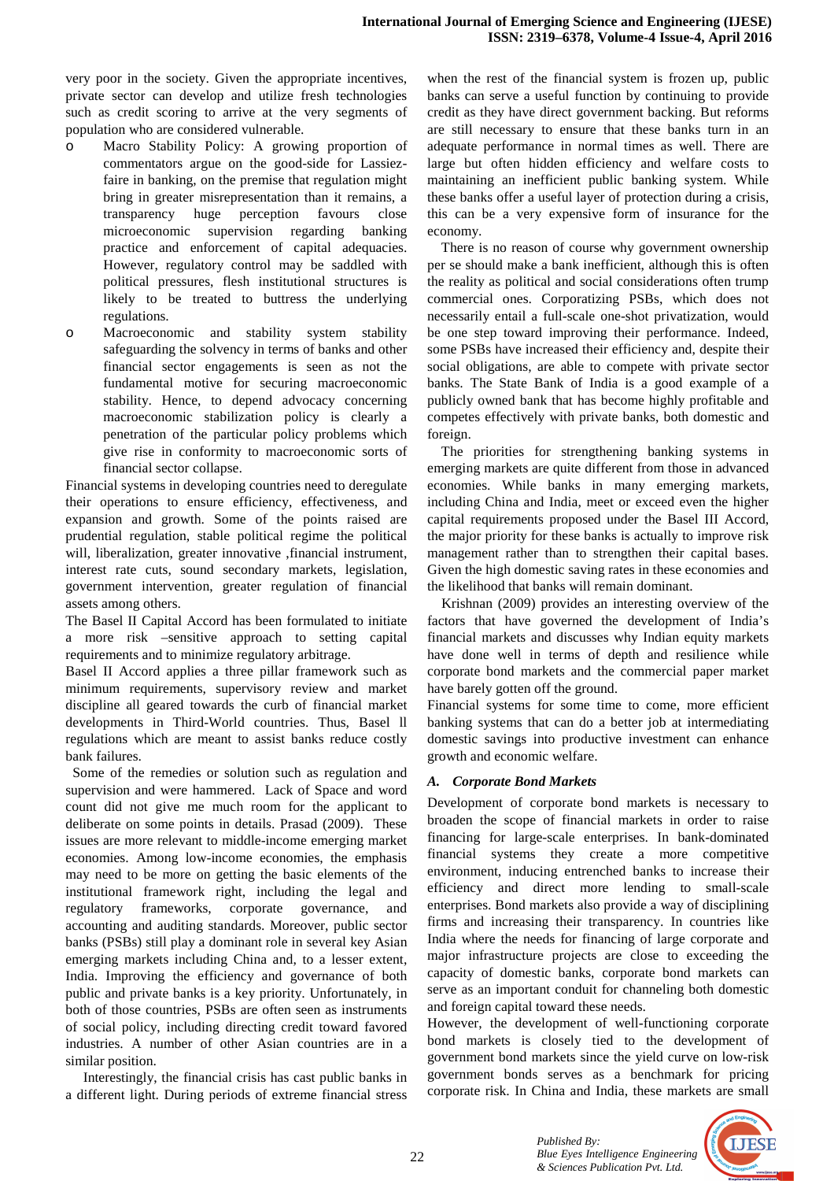very poor in the society. Given the appropriate incentives, private sector can develop and utilize fresh technologies such as credit scoring to arrive at the very segments of population who are considered vulnerable.

- Macro Stability Policy: A growing proportion of commentators argue on the good-side for Lassiez-faire in banking, on the premise that regulation might bring in greater misrepresentation than it remains, a transparency huge perception favours close microeconomic supervision regarding banking practice and enforcement of capital adequacies. However, regulatory control may be saddled with political pressures, flesh institutional structures is likely to be treated to buttress the underlying regulations.
- Macroeconomic and stability system stability safeguarding the solvency in terms of banks and other financial sector engagements is seen as not the fundamental motive for securing macroeconomic stability. Hence, to depend advocacy concerning macroeconomic stabilization policy is clearly a penetration of the particular policy problems which give rise in conformity to macroeconomic sorts of financial sector collapse.

Financial systems in developing countries need to deregulate their operations to ensure efficiency, effectiveness, and expansion and growth. Some of the points raised are prudential regulation, stable political regime the political will, liberalization, greater innovative ,financial instrument, interest rate cuts, sound secondary markets, legislation, government intervention, greater regulation of financial assets among others.

The Basel II Capital Accord has been formulated to initiate a more risk –sensitive approach to setting capital requirements and to minimize regulatory arbitrage.

Basel II Accord applies a three pillar framework such as minimum requirements, supervisory review and market discipline all geared towards the curb of financial market developments in Third-World countries. Thus, Basel ll regulations which are meant to assist banks reduce costly bank failures.

Some of the remedies or solution such as regulation and supervision and were hammered. Lack of Space and word count did not give me much room for the applicant to deliberate on some points in details. Prasad (2009). These issues are more relevant to middle-income emerging market economies. Among low-income economies, the emphasis may need to be more on getting the basic elements of the institutional framework right, including the legal and regulatory frameworks, corporate governance, and accounting and auditing standards. Moreover, public sector banks (PSBs) still play a dominant role in several key Asian emerging markets including China and, to a lesser extent, India. Improving the efficiency and governance of both public and private banks is a key priority. Unfortunately, in both of those countries, PSBs are often seen as instruments of social policy, including directing credit toward favored industries. A number of other Asian countries are in a similar position.

Interestingly, the financial crisis has cast public banks in a different light. During periods of extreme financial stress when the rest of the financial system is frozen up, public banks can serve a useful function by continuing to provide credit as they have direct government backing. But reforms are still necessary to ensure that these banks turn in an adequate performance in normal times as well. There are large but often hidden efficiency and welfare costs to maintaining an inefficient public banking system. While these banks offer a useful layer of protection during a crisis, this can be a very expensive form of insurance for the economy.

There is no reason of course why government ownership per se should make a bank inefficient, although this is often the reality as political and social considerations often trump commercial ones. Corporatizing PSBs, which does not necessarily entail a full-scale one-shot privatization, would be one step toward improving their performance. Indeed, some PSBs have increased their efficiency and, despite their social obligations, are able to compete with private sector banks. The State Bank of India is a good example of a publicly owned bank that has become highly profitable and competes effectively with private banks, both domestic and foreign.

The priorities for strengthening banking systems in emerging markets are quite different from those in advanced economies. While banks in many emerging markets, including China and India, meet or exceed even the higher capital requirements proposed under the Basel III Accord, the major priority for these banks is actually to improve risk management rather than to strengthen their capital bases. Given the high domestic saving rates in these economies and the likelihood that banks will remain dominant.

Krishnan (2009) provides an interesting overview of the factors that have governed the development of India's financial markets and discusses why Indian equity markets have done well in terms of depth and resilience while corporate bond markets and the commercial paper market have barely gotten off the ground.

Financial systems for some time to come, more efficient banking systems that can do a better job at intermediating domestic savings into productive investment can enhance growth and economic welfare.

### *A. Corporate Bond Markets*

Development of corporate bond markets is necessary to broaden the scope of financial markets in order to raise financing for large-scale enterprises. In bank-dominated financial systems they create a more competitive environment, inducing entrenched banks to increase their efficiency and direct more lending to small-scale enterprises. Bond markets also provide a way of disciplining firms and increasing their transparency. In countries like India where the needs for financing of large corporate and major infrastructure projects are close to exceeding the capacity of domestic banks, corporate bond markets can serve as an important conduit for channeling both domestic and foreign capital toward these needs.

However, the development of well-functioning corporate bond markets is closely tied to the development of government bond markets since the yield curve on low-risk government bonds serves as a benchmark for pricing corporate risk. In China and India, these markets are small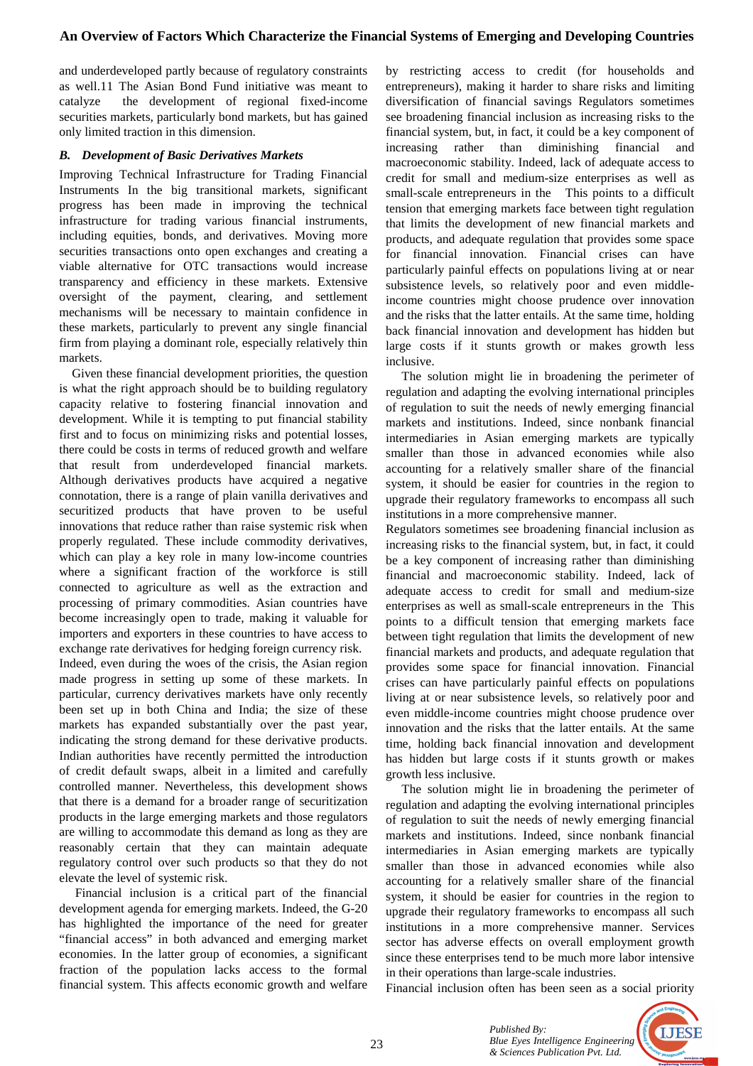and underdeveloped partly because of regulatory constraints as well.11 The Asian Bond Fund initiative was meant to catalyze the development of regional fixed-income securities markets, particularly bond markets, but has gained only limited traction in this dimension.

### *B. Development of Basic Derivatives Markets*

Improving Technical Infrastructure for Trading Financial Instruments In the big transitional markets, significant progress has been made in improving the technical infrastructure for trading various financial instruments, including equities, bonds, and derivatives. Moving more securities transactions onto open exchanges and creating a viable alternative for OTC transactions would increase transparency and efficiency in these markets. Extensive oversight of the payment, clearing, and settlement mechanisms will be necessary to maintain confidence in these markets, particularly to prevent any single financial firm from playing a dominant role, especially relatively thin markets.

Given these financial development priorities, the question is what the right approach should be to building regulatory capacity relative to fostering financial innovation and development. While it is tempting to put financial stability first and to focus on minimizing risks and potential losses, there could be costs in terms of reduced growth and welfare that result from underdeveloped financial markets. Although derivatives products have acquired a negative connotation, there is a range of plain vanilla derivatives and securitized products that have proven to be useful innovations that reduce rather than raise systemic risk when properly regulated. These include commodity derivatives, which can play a key role in many low-income countries where a significant fraction of the workforce is still connected to agriculture as well as the extraction and processing of primary commodities. Asian countries have become increasingly open to trade, making it valuable for importers and exporters in these countries to have access to exchange rate derivatives for hedging foreign currency risk.

Indeed, even during the woes of the crisis, the Asian region made progress in setting up some of these markets. In particular, currency derivatives markets have only recently been set up in both China and India; the size of these markets has expanded substantially over the past year, indicating the strong demand for these derivative products. Indian authorities have recently permitted the introduction of credit default swaps, albeit in a limited and carefully controlled manner. Nevertheless, this development shows that there is a demand for a broader range of securitization products in the large emerging markets and those regulators are willing to accommodate this demand as long as they are reasonably certain that they can maintain adequate regulatory control over such products so that they do not elevate the level of systemic risk.

Financial inclusion is a critical part of the financial development agenda for emerging markets. Indeed, the G-20 has highlighted the importance of the need for greater "financial access" in both advanced and emerging market economies. In the latter group of economies, a significant fraction of the population lacks access to the formal financial system. This affects economic growth and welfare by restricting access to credit (for households and entrepreneurs), making it harder to share risks and limiting diversification of financial savings Regulators sometimes see broadening financial inclusion as increasing risks to the financial system, but, in fact, it could be a key component of increasing rather than diminishing financial and macroeconomic stability. Indeed, lack of adequate access to credit for small and medium-size enterprises as well as small-scale entrepreneurs in the This points to a difficult tension that emerging markets face between tight regulation that limits the development of new financial markets and products, and adequate regulation that provides some space for financial innovation. Financial crises can have particularly painful effects on populations living at or near subsistence levels, so relatively poor and even middle-income countries might choose prudence over innovation and the risks that the latter entails. At the same time, holding back financial innovation and development has hidden but large costs if it stunts growth or makes growth less inclusive.

The solution might lie in broadening the perimeter of regulation and adapting the evolving international principles of regulation to suit the needs of newly emerging financial markets and institutions. Indeed, since nonbank financial intermediaries in Asian emerging markets are typically smaller than those in advanced economies while also accounting for a relatively smaller share of the financial system, it should be easier for countries in the region to upgrade their regulatory frameworks to encompass all such institutions in a more comprehensive manner.

Regulators sometimes see broadening financial inclusion as increasing risks to the financial system, but, in fact, it could be a key component of increasing rather than diminishing financial and macroeconomic stability. Indeed, lack of adequate access to credit for small and medium-size enterprises as well as small-scale entrepreneurs in the This points to a difficult tension that emerging markets face between tight regulation that limits the development of new financial markets and products, and adequate regulation that provides some space for financial innovation. Financial crises can have particularly painful effects on populations living at or near subsistence levels, so relatively poor and even middle-income countries might choose prudence over innovation and the risks that the latter entails. At the same time, holding back financial innovation and development has hidden but large costs if it stunts growth or makes growth less inclusive.

The solution might lie in broadening the perimeter of regulation and adapting the evolving international principles of regulation to suit the needs of newly emerging financial markets and institutions. Indeed, since nonbank financial intermediaries in Asian emerging markets are typically smaller than those in advanced economies while also accounting for a relatively smaller share of the financial system, it should be easier for countries in the region to upgrade their regulatory frameworks to encompass all such institutions in a more comprehensive manner. Services sector has adverse effects on overall employment growth since these enterprises tend to be much more labor intensive in their operations than large-scale industries.

Financial inclusion often has been seen as a social priority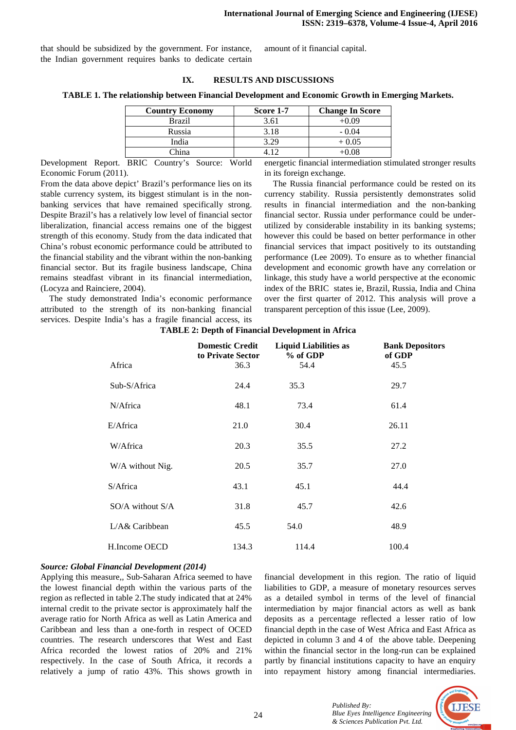that should be subsidized by the government. For instance, the Indian government requires banks to dedicate certain amount of it financial capital.

## IX. RESULTS AND DISCUSSIONS

**TABLE 1. The relationship between Financial Development and Economic Growth in Emerging Markets.**

| Country Economy | Score 1-7 | Change In Score |
|---|---|---|
| Brazil | 3.61 | +0.09 |
| Russia | 3.18 | - 0.04 |
| India | 3.29 | + 0.05 |
| China | 4.12 | +0.08 |

Development Report. BRIC Country's Source: World Economic Forum (2011).

From the data above depict' Brazil's performance lies on its stable currency system, its biggest stimulant is in the non-banking services that have remained specifically strong. Despite Brazil's has a relatively low level of financial sector liberalization, financial access remains one of the biggest strength of this economy. Study from the data indicated that China's robust economic performance could be attributed to the financial stability and the vibrant within the non-banking financial sector. But its fragile business landscape, China remains steadfast vibrant in its financial intermediation, (Locyza and Rainciere, 2004).

The study demonstrated India's economic performance attributed to the strength of its non-banking financial services. Despite India's has a fragile financial access, its energetic financial intermediation stimulated stronger results in its foreign exchange.

The Russia financial performance could be rested on its currency stability. Russia persistently demonstrates solid results in financial intermediation and the non-banking financial sector. Russia under performance could be under-utilized by considerable instability in its banking systems; however this could be based on better performance in other financial services that impact positively to its outstanding performance (Lee 2009). To ensure as to whether financial development and economic growth have any correlation or linkage, this study have a world perspective at the economic index of the BRIC states ie, Brazil, Russia, India and China over the first quarter of 2012. This analysis will prove a transparent perception of this issue (Lee, 2009).

**TABLE 2: Depth of Financial Development in Africa**

| | Domestic Credit to Private Sector | Liquid Liabilities as % of GDP | Bank Depositors of GDP |
|---|---|---|---|
| Africa | 36.3 | 54.4 | 45.5 |
| Sub-S/Africa | 24.4 | 35.3 | 29.7 |
| N/Africa | 48.1 | 73.4 | 61.4 |
| E/Africa | 21.0 | 30.4 | 26.11 |
| W/Africa | 20.3 | 35.5 | 27.2 |
| W/A without Nig. | 20.5 | 35.7 | 27.0 |
| S/Africa | 43.1 | 45.1 | 44.4 |
| SO/A without S/A | 31.8 | 45.7 | 42.6 |
| L/A& Caribbean | 45.5 | 54.0 | 48.9 |
| H.Income OECD | 134.3 | 114.4 | 100.4 |

***Source: Global Financial Development (2014)***

Applying this measure,, Sub-Saharan Africa seemed to have the lowest financial depth within the various parts of the region as reflected in table 2.The study indicated that at 24% internal credit to the private sector is approximately half the average ratio for North Africa as well as Latin America and Caribbean and less than a one-forth in respect of OCED countries. The research underscores that West and East Africa recorded the lowest ratios of 20% and 21% respectively. In the case of South Africa, it records a relatively a jump of ratio 43%. This shows growth in financial development in this region. The ratio of liquid liabilities to GDP, a measure of monetary resources serves as a detailed symbol in terms of the level of financial intermediation by major financial actors as well as bank deposits as a percentage reflected a lesser ratio of low financial depth in the case of West Africa and East Africa as depicted in column 3 and 4 of the above table. Deepening within the financial sector in the long-run can be explained partly by financial institutions capacity to have an enquiry into repayment history among financial intermediaries.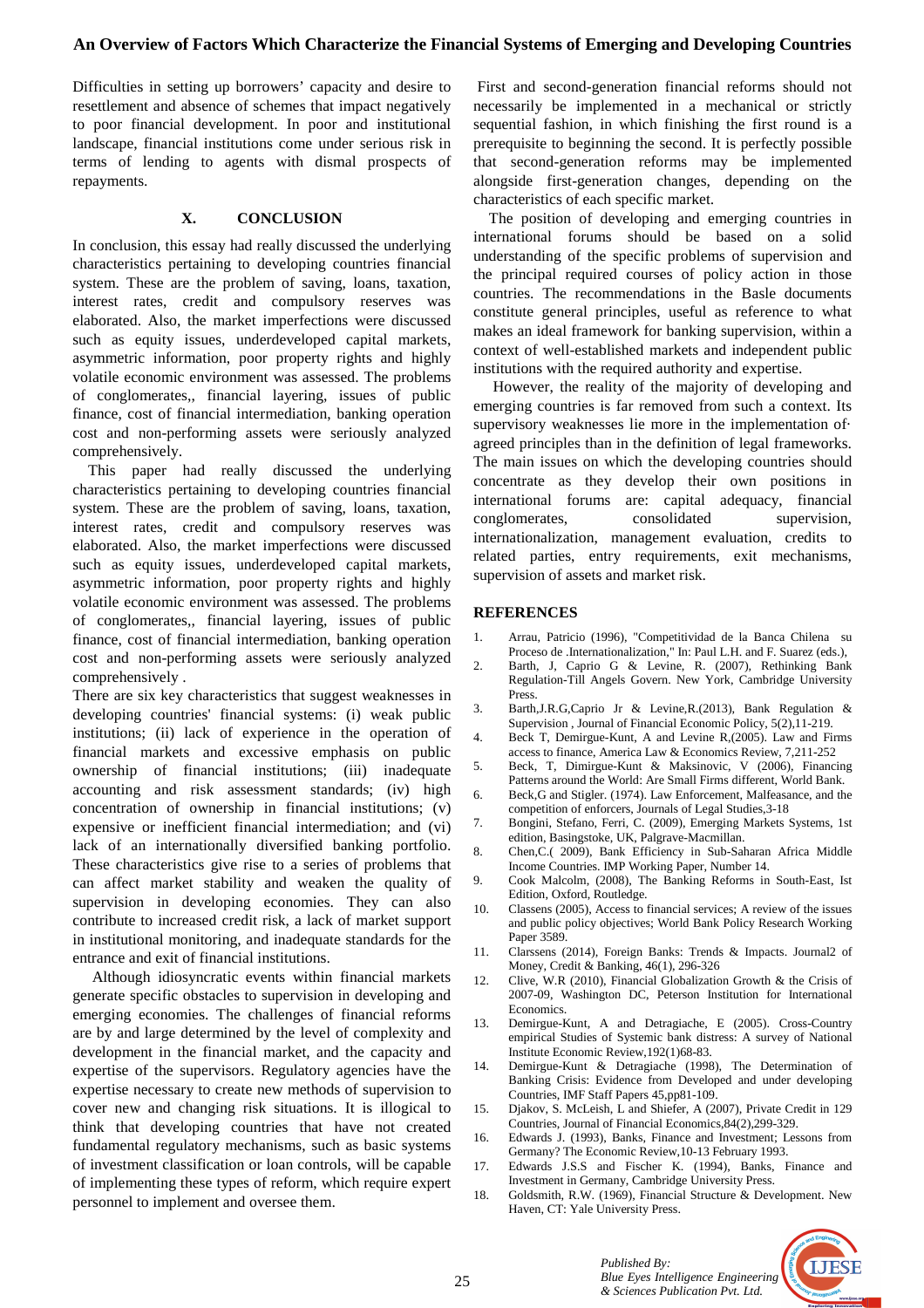Difficulties in setting up borrowers' capacity and desire to resettlement and absence of schemes that impact negatively to poor financial development. In poor and institutional landscape, financial institutions come under serious risk in terms of lending to agents with dismal prospects of repayments.

## X. CONCLUSION

In conclusion, this essay had really discussed the underlying characteristics pertaining to developing countries financial system. These are the problem of saving, loans, taxation, interest rates, credit and compulsory reserves was elaborated. Also, the market imperfections were discussed such as equity issues, underdeveloped capital markets, asymmetric information, poor property rights and highly volatile economic environment was assessed. The problems of conglomerates,, financial layering, issues of public finance, cost of financial intermediation, banking operation cost and non-performing assets were seriously analyzed comprehensively.

This paper had really discussed the underlying characteristics pertaining to developing countries financial system. These are the problem of saving, loans, taxation, interest rates, credit and compulsory reserves was elaborated. Also, the market imperfections were discussed such as equity issues, underdeveloped capital markets, asymmetric information, poor property rights and highly volatile economic environment was assessed. The problems of conglomerates,, financial layering, issues of public finance, cost of financial intermediation, banking operation cost and non-performing assets were seriously analyzed comprehensively .

There are six key characteristics that suggest weaknesses in developing countries' financial systems: (i) weak public institutions; (ii) lack of experience in the operation of financial markets and excessive emphasis on public ownership of financial institutions; (iii) inadequate accounting and risk assessment standards; (iv) high concentration of ownership in financial institutions; (v) expensive or inefficient financial intermediation; and (vi) lack of an internationally diversified banking portfolio. These characteristics give rise to a series of problems that can affect market stability and weaken the quality of supervision in developing economies. They can also contribute to increased credit risk, a lack of market support in institutional monitoring, and inadequate standards for the entrance and exit of financial institutions.

Although idiosyncratic events within financial markets generate specific obstacles to supervision in developing and emerging economies. The challenges of financial reforms are by and large determined by the level of complexity and development in the financial market, and the capacity and expertise of the supervisors. Regulatory agencies have the expertise necessary to create new methods of supervision to cover new and changing risk situations. It is illogical to think that developing countries that have not created fundamental regulatory mechanisms, such as basic systems of investment classification or loan controls, will be capable of implementing these types of reform, which require expert personnel to implement and oversee them.

First and second-generation financial reforms should not necessarily be implemented in a mechanical or strictly sequential fashion, in which finishing the first round is a prerequisite to beginning the second. It is perfectly possible that second-generation reforms may be implemented alongside first-generation changes, depending on the characteristics of each specific market.

The position of developing and emerging countries in international forums should be based on a solid understanding of the specific problems of supervision and the principal required courses of policy action in those countries. The recommendations in the Basle documents constitute general principles, useful as reference to what makes an ideal framework for banking supervision, within a context of well-established markets and independent public institutions with the required authority and expertise.

However, the reality of the majority of developing and emerging countries is far removed from such a context. Its supervisory weaknesses lie more in the implementation of· agreed principles than in the definition of legal frameworks. The main issues on which the developing countries should concentrate as they develop their own positions in international forums are: capital adequacy, financial conglomerates, consolidated supervision, internationalization, management evaluation, credits to related parties, entry requirements, exit mechanisms, supervision of assets and market risk.

## REFERENCES

1. Arrau, Patricio (1996), "Competitividad de la Banca Chilena su Proceso de .Internationalization," In: Paul L.H. and F. Suarez (eds.),
2. Barth, J, Caprio G & Levine, R. (2007), Rethinking Bank Regulation-Till Angels Govern. New York, Cambridge University Press.
3. Barth,J.R.G,Caprio Jr & Levine,R.(2013), Bank Regulation & Supervision , Journal of Financial Economic Policy, 5(2),11-219.
4. Beck T, Demirgue-Kunt, A and Levine R,(2005). Law and Firms access to finance, America Law & Economics Review, 7,211-252
5. Beck, T, Dimirgue-Kunt & Maksinovic, V (2006), Financing Patterns around the World: Are Small Firms different, World Bank.
6. Beck,G and Stigler. (1974). Law Enforcement, Malfeasance, and the competition of enforcers, Journals of Legal Studies,3-18
7. Bongini, Stefano, Ferri, C. (2009), Emerging Markets Systems, 1st edition, Basingstoke, UK, Palgrave-Macmillan.
8. Chen,C.( 2009), Bank Efficiency in Sub-Saharan Africa Middle Income Countries. IMP Working Paper, Number 14.
9. Cook Malcolm, (2008), The Banking Reforms in South-East, Ist Edition, Oxford, Routledge.
10. Classens (2005), Access to financial services; A review of the issues and public policy objectives; World Bank Policy Research Working Paper 3589.
11. Clarssens (2014), Foreign Banks: Trends & Impacts. Journal2 of Money, Credit & Banking, 46(1), 296-326
12. Clive, W.R (2010), Financial Globalization Growth & the Crisis of 2007-09, Washington DC, Peterson Institution for International Economics.
13. Demirgue-Kunt, A and Detragiache, E (2005). Cross-Country empirical Studies of Systemic bank distress: A survey of National Institute Economic Review,192(1)68-83.
14. Demirgue-Kunt & Detragiache (1998), The Determination of Banking Crisis: Evidence from Developed and under developing Countries, IMF Staff Papers 45,pp81-109.
15. Djakov, S. McLeish, L and Shiefer, A (2007), Private Credit in 129 Countries, Journal of Financial Economics,84(2),299-329.
16. Edwards J. (1993), Banks, Finance and Investment; Lessons from Germany? The Economic Review,10-13 February 1993.
17. Edwards J.S.S and Fischer K. (1994), Banks, Finance and Investment in Germany, Cambridge University Press.
18. Goldsmith, R.W. (1969), Financial Structure & Development. New Haven, CT: Yale University Press.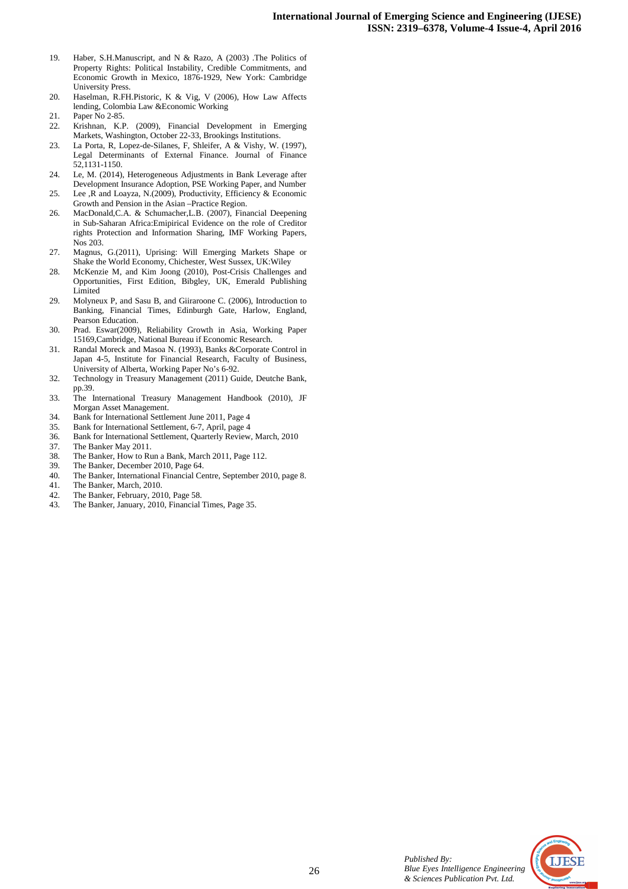19. Haber, S.H.Manuscript, and N & Razo, A (2003) .The Politics of Property Rights: Political Instability, Credible Commitments, and Economic Growth in Mexico, 1876-1929, New York: Cambridge University Press.
20. Haselman, R.FH.Pistoric, K & Vig, V (2006), How Law Affects lending, Colombia Law &Economic Working
21. Paper No 2-85.
22. Krishnan, K.P. (2009), Financial Development in Emerging Markets, Washington, October 22-33, Brookings Institutions.
23. La Porta, R, Lopez-de-Silanes, F, Shleifer, A & Vishy, W. (1997), Legal Determinants of External Finance. Journal of Finance 52,1131-1150.
24. Le, M. (2014), Heterogeneous Adjustments in Bank Leverage after Development Insurance Adoption, PSE Working Paper, and Number
25. Lee ,R and Loayza, N.(2009), Productivity, Efficiency & Economic Growth and Pension in the Asian –Practice Region.
26. MacDonald,C.A. & Schumacher,L.B. (2007), Financial Deepening in Sub-Saharan Africa:Emipirical Evidence on the role of Creditor rights Protection and Information Sharing, IMF Working Papers, Nos 203.
27. Magnus, G.(2011), Uprising: Will Emerging Markets Shape or Shake the World Economy, Chichester, West Sussex, UK:Wiley
28. McKenzie M, and Kim Joong (2010), Post-Crisis Challenges and Opportunities, First Edition, Bibgley, UK, Emerald Publishing Limited
29. Molyneux P, and Sasu B, and Giiraroone C. (2006), Introduction to Banking, Financial Times, Edinburgh Gate, Harlow, England, Pearson Education.
30. Prad. Eswar(2009), Reliability Growth in Asia, Working Paper 15169,Cambridge, National Bureau if Economic Research.
31. Randal Moreck and Masoa N. (1993), Banks &Corporate Control in Japan 4-5, Institute for Financial Research, Faculty of Business, University of Alberta, Working Paper No's 6-92.
32. Technology in Treasury Management (2011) Guide, Deutche Bank, pp.39.
33. The International Treasury Management Handbook (2010), JF Morgan Asset Management.
34. Bank for International Settlement June 2011, Page 4
35. Bank for International Settlement, 6-7, April, page 4
36. Bank for International Settlement, Quarterly Review, March, 2010
37. The Banker May 2011.
38. The Banker, How to Run a Bank, March 2011, Page 112.
39. The Banker, December 2010, Page 64.
40. The Banker, International Financial Centre, September 2010, page 8.
41. The Banker, March, 2010.
42. The Banker, February, 2010, Page 58.
43. The Banker, January, 2010, Financial Times, Page 35.